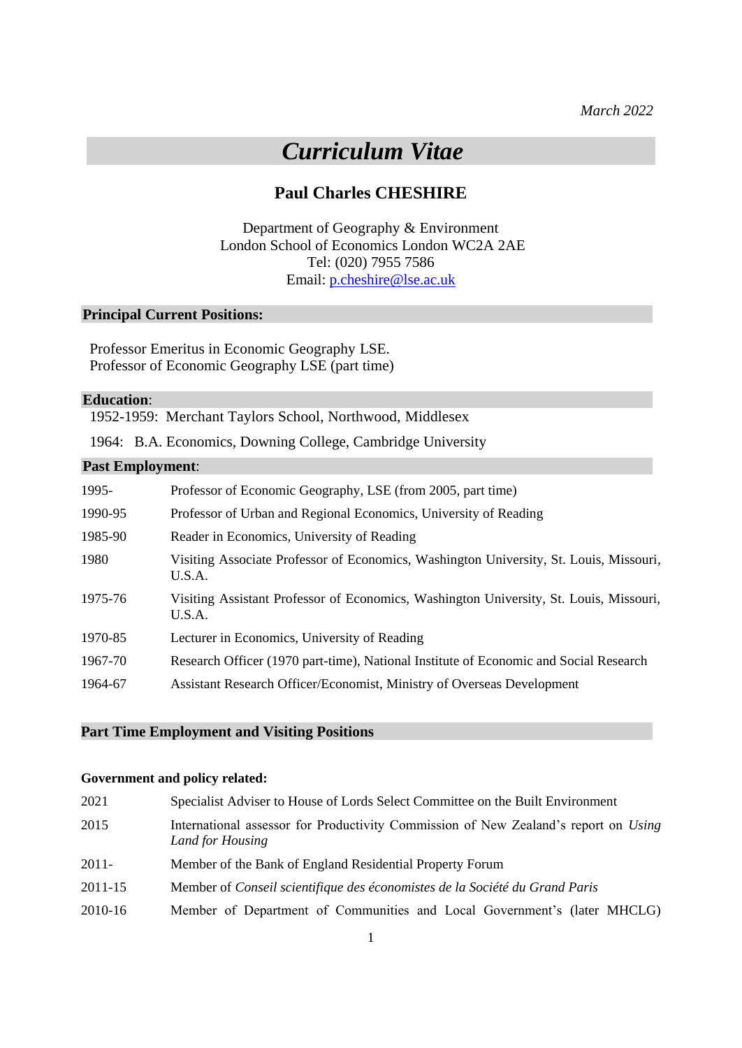*March 2022*

# *Curriculum Vitae*

## Paul Charles CHESHIRE

Department of Geography & Environment
London School of Economics London WC2A 2AE
Tel: (020) 7955 7586
Email: p.cheshire@lse.ac.uk

### Principal Current Positions:

Professor Emeritus in Economic Geography LSE.
Professor of Economic Geography LSE (part time)

### Education:

1952-1959: Merchant Taylors School, Northwood, Middlesex

1964: B.A. Economics, Downing College, Cambridge University

### Past Employment:

| | |
|---|---|
| 1995- | Professor of Economic Geography, LSE (from 2005, part time) |
| 1990-95 | Professor of Urban and Regional Economics, University of Reading |
| 1985-90 | Reader in Economics, University of Reading |
| 1980 | Visiting Associate Professor of Economics, Washington University, St. Louis, Missouri, U.S.A. |
| 1975-76 | Visiting Assistant Professor of Economics, Washington University, St. Louis, Missouri, U.S.A. |
| 1970-85 | Lecturer in Economics, University of Reading |
| 1967-70 | Research Officer (1970 part-time), National Institute of Economic and Social Research |
| 1964-67 | Assistant Research Officer/Economist, Ministry of Overseas Development |

### Part Time Employment and Visiting Positions

**Government and policy related:**

| | |
|---|---|
| 2021 | Specialist Adviser to House of Lords Select Committee on the Built Environment |
| 2015 | International assessor for Productivity Commission of New Zealand's report on *Using Land for Housing* |
| 2011- | Member of the Bank of England Residential Property Forum |
| 2011-15 | Member of *Conseil scientifique des économistes de la Société du Grand Paris* |
| 2010-16 | Member of Department of Communities and Local Government's (later MHCLG) |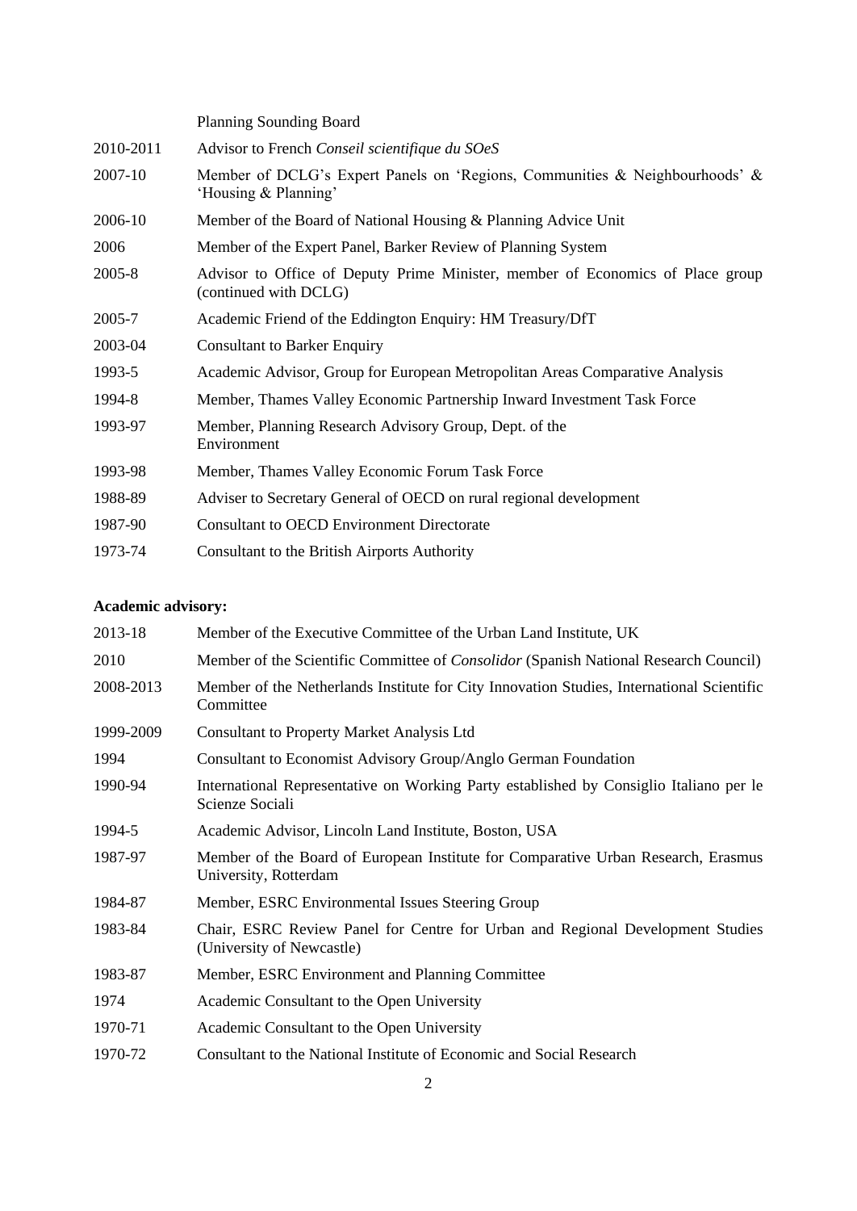| | |
|---|---|
| | Planning Sounding Board |
| 2010-2011 | Advisor to French *Conseil scientifique du SOeS* |
| 2007-10 | Member of DCLG's Expert Panels on 'Regions, Communities & Neighbourhoods' & 'Housing & Planning' |
| 2006-10 | Member of the Board of National Housing & Planning Advice Unit |
| 2006 | Member of the Expert Panel, Barker Review of Planning System |
| 2005-8 | Advisor to Office of Deputy Prime Minister, member of Economics of Place group (continued with DCLG) |
| 2005-7 | Academic Friend of the Eddington Enquiry: HM Treasury/DfT |
| 2003-04 | Consultant to Barker Enquiry |
| 1993-5 | Academic Advisor, Group for European Metropolitan Areas Comparative Analysis |
| 1994-8 | Member, Thames Valley Economic Partnership Inward Investment Task Force |
| 1993-97 | Member, Planning Research Advisory Group, Dept. of the Environment |
| 1993-98 | Member, Thames Valley Economic Forum Task Force |
| 1988-89 | Adviser to Secretary General of OECD on rural regional development |
| 1987-90 | Consultant to OECD Environment Directorate |
| 1973-74 | Consultant to the British Airports Authority |

**Academic advisory:**

| | |
|---|---|
| 2013-18 | Member of the Executive Committee of the Urban Land Institute, UK |
| 2010 | Member of the Scientific Committee of *Consolidor* (Spanish National Research Council) |
| 2008-2013 | Member of the Netherlands Institute for City Innovation Studies, International Scientific Committee |
| 1999-2009 | Consultant to Property Market Analysis Ltd |
| 1994 | Consultant to Economist Advisory Group/Anglo German Foundation |
| 1990-94 | International Representative on Working Party established by Consiglio Italiano per le Scienze Sociali |
| 1994-5 | Academic Advisor, Lincoln Land Institute, Boston, USA |
| 1987-97 | Member of the Board of European Institute for Comparative Urban Research, Erasmus University, Rotterdam |
| 1984-87 | Member, ESRC Environmental Issues Steering Group |
| 1983-84 | Chair, ESRC Review Panel for Centre for Urban and Regional Development Studies (University of Newcastle) |
| 1983-87 | Member, ESRC Environment and Planning Committee |
| 1974 | Academic Consultant to the Open University |
| 1970-71 | Academic Consultant to the Open University |
| 1970-72 | Consultant to the National Institute of Economic and Social Research |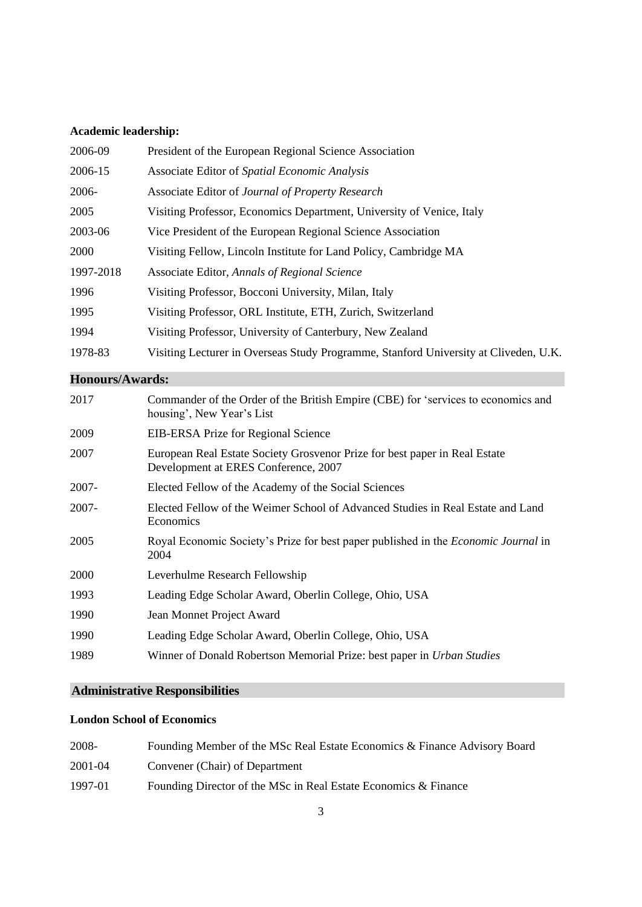**Academic leadership:**

| | |
|---|---|
| 2006-09 | President of the European Regional Science Association |
| 2006-15 | Associate Editor of *Spatial Economic Analysis* |
| 2006- | Associate Editor of *Journal of Property Research* |
| 2005 | Visiting Professor, Economics Department, University of Venice, Italy |
| 2003-06 | Vice President of the European Regional Science Association |
| 2000 | Visiting Fellow, Lincoln Institute for Land Policy, Cambridge MA |
| 1997-2018 | Associate Editor, *Annals of Regional Science* |
| 1996 | Visiting Professor, Bocconi University, Milan, Italy |
| 1995 | Visiting Professor, ORL Institute, ETH, Zurich, Switzerland |
| 1994 | Visiting Professor, University of Canterbury, New Zealand |
| 1978-83 | Visiting Lecturer in Overseas Study Programme, Stanford University at Cliveden, U.K. |

## Honours/Awards:

| | |
|---|---|
| 2017 | Commander of the Order of the British Empire (CBE) for 'services to economics and housing', New Year's List |
| 2009 | EIB-ERSA Prize for Regional Science |
| 2007 | European Real Estate Society Grosvenor Prize for best paper in Real Estate Development at ERES Conference, 2007 |
| 2007- | Elected Fellow of the Academy of the Social Sciences |
| 2007- | Elected Fellow of the Weimer School of Advanced Studies in Real Estate and Land Economics |
| 2005 | Royal Economic Society's Prize for best paper published in the *Economic Journal* in 2004 |
| 2000 | Leverhulme Research Fellowship |
| 1993 | Leading Edge Scholar Award, Oberlin College, Ohio, USA |
| 1990 | Jean Monnet Project Award |
| 1990 | Leading Edge Scholar Award, Oberlin College, Ohio, USA |
| 1989 | Winner of Donald Robertson Memorial Prize: best paper in *Urban Studies* |

## Administrative Responsibilities

**London School of Economics**

| | |
|---|---|
| 2008- | Founding Member of the MSc Real Estate Economics & Finance Advisory Board |
| 2001-04 | Convener (Chair) of Department |
| 1997-01 | Founding Director of the MSc in Real Estate Economics & Finance |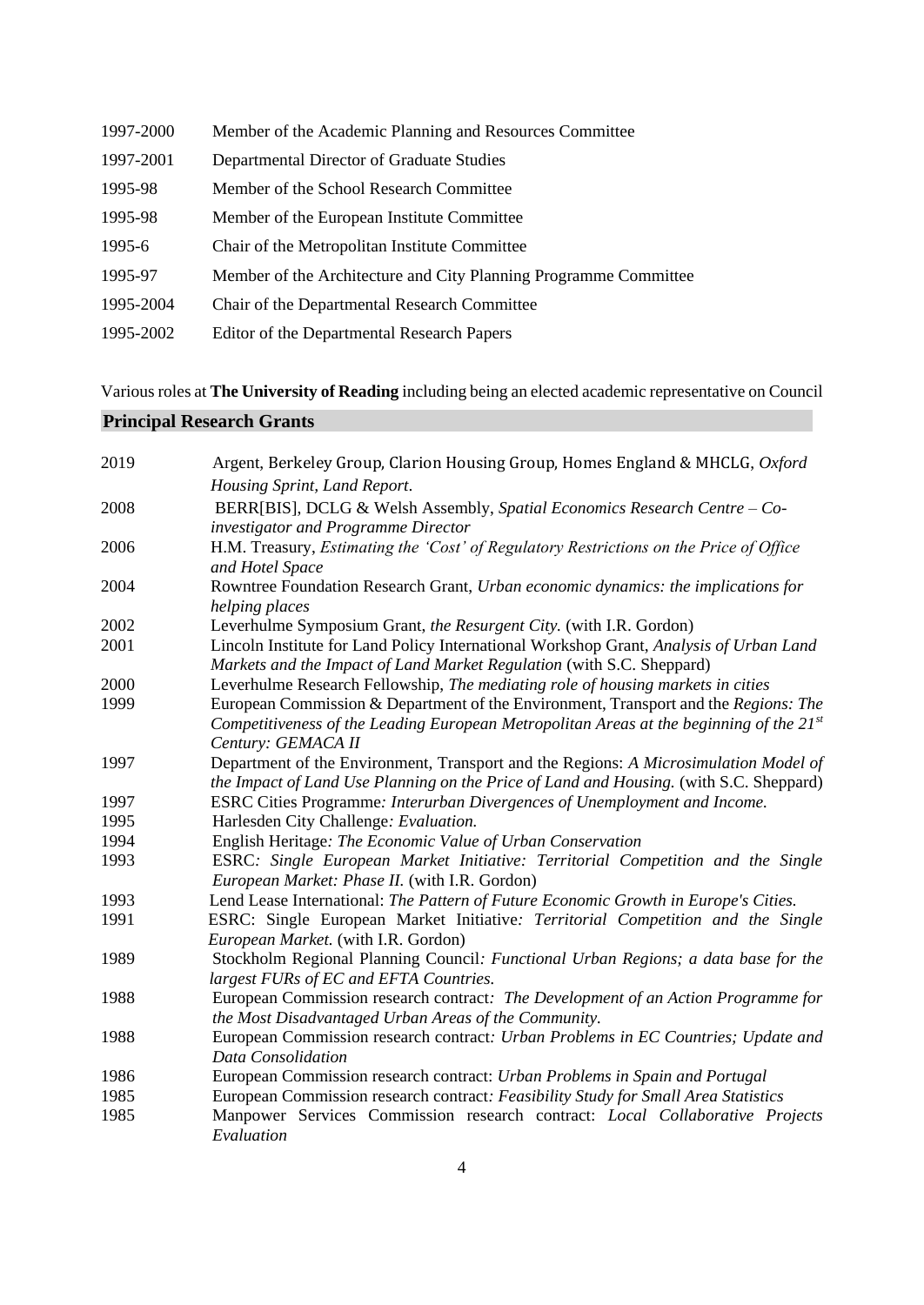| | |
|---|---|
| 1997-2000 | Member of the Academic Planning and Resources Committee |
| 1997-2001 | Departmental Director of Graduate Studies |
| 1995-98 | Member of the School Research Committee |
| 1995-98 | Member of the European Institute Committee |
| 1995-6 | Chair of the Metropolitan Institute Committee |
| 1995-97 | Member of the Architecture and City Planning Programme Committee |
| 1995-2004 | Chair of the Departmental Research Committee |
| 1995-2002 | Editor of the Departmental Research Papers |

Various roles at **The University of Reading** including being an elected academic representative on Council

## Principal Research Grants

| | |
|---|---|
| 2019 | Argent, Berkeley Group, Clarion Housing Group, Homes England & MHCLG, *Oxford Housing Sprint, Land Report*. |
| 2008 | BERR[BIS], DCLG & Welsh Assembly, *Spatial Economics Research Centre – Co-investigator and Programme Director* |
| 2006 | H.M. Treasury, *Estimating the 'Cost' of Regulatory Restrictions on the Price of Office and Hotel Space* |
| 2004 | Rowntree Foundation Research Grant, *Urban economic dynamics: the implications for helping places* |
| 2002 | Leverhulme Symposium Grant, *the Resurgent City.* (with I.R. Gordon) |
| 2001 | Lincoln Institute for Land Policy International Workshop Grant, *Analysis of Urban Land Markets and the Impact of Land Market Regulation* (with S.C. Sheppard) |
| 2000 | Leverhulme Research Fellowship, *The mediating role of housing markets in cities* |
| 1999 | European Commission & Department of the Environment, Transport and the *Regions: The Competitiveness of the Leading European Metropolitan Areas at the beginning of the 21st Century: GEMACA II* |
| 1997 | Department of the Environment, Transport and the Regions: *A Microsimulation Model of the Impact of Land Use Planning on the Price of Land and Housing.* (with S.C. Sheppard) |
| 1997 | ESRC Cities Programme*: Interurban Divergences of Unemployment and Income.* |
| 1995 | Harlesden City Challenge*: Evaluation.* |
| 1994 | English Heritage*: The Economic Value of Urban Conservation* |
| 1993 | ESRC*: Single European Market Initiative: Territorial Competition and the Single European Market: Phase II.* (with I.R. Gordon) |
| 1993 | Lend Lease International: *The Pattern of Future Economic Growth in Europe's Cities.* |
| 1991 | ESRC: Single European Market Initiative*: Territorial Competition and the Single European Market.* (with I.R. Gordon) |
| 1989 | Stockholm Regional Planning Council*: Functional Urban Regions; a data base for the largest FURs of EC and EFTA Countries.* |
| 1988 | European Commission research contract*: The Development of an Action Programme for the Most Disadvantaged Urban Areas of the Community.* |
| 1988 | European Commission research contract*: Urban Problems in EC Countries; Update and Data Consolidation* |
| 1986 | European Commission research contract: *Urban Problems in Spain and Portugal* |
| 1985 | European Commission research contract*: Feasibility Study for Small Area Statistics* |
| 1985 | Manpower Services Commission research contract: *Local Collaborative Projects Evaluation* |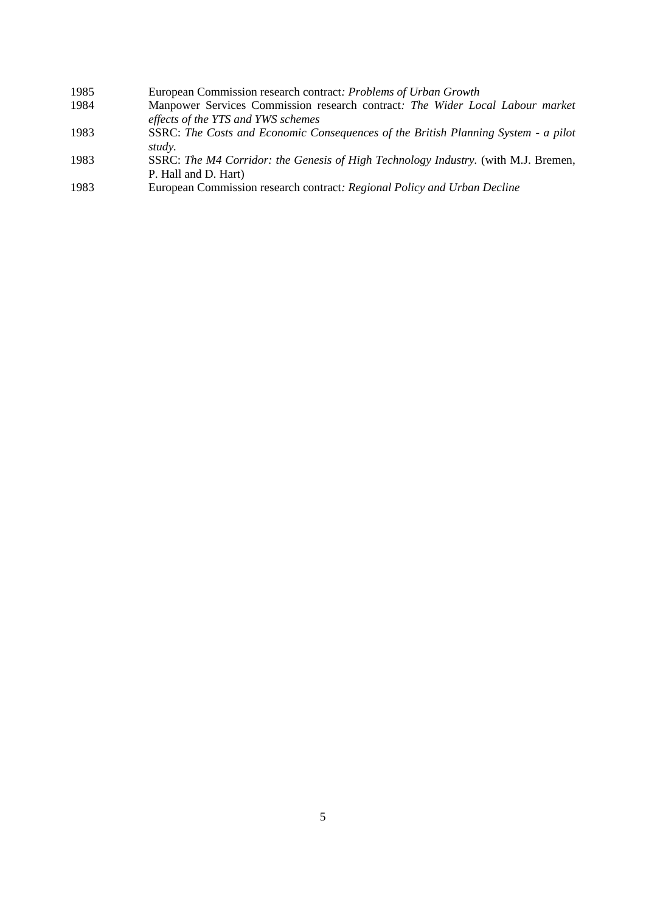| | |
|---|---|
| 1985 | European Commission research contract*: Problems of Urban Growth* |
| 1984 | Manpower Services Commission research contract*: The Wider Local Labour market effects of the YTS and YWS schemes* |
| 1983 | SSRC: *The Costs and Economic Consequences of the British Planning System - a pilot study.* |
| 1983 | SSRC: *The M4 Corridor: the Genesis of High Technology Industry.* (with M.J. Bremen, P. Hall and D. Hart) |
| 1983 | European Commission research contract*: Regional Policy and Urban Decline* |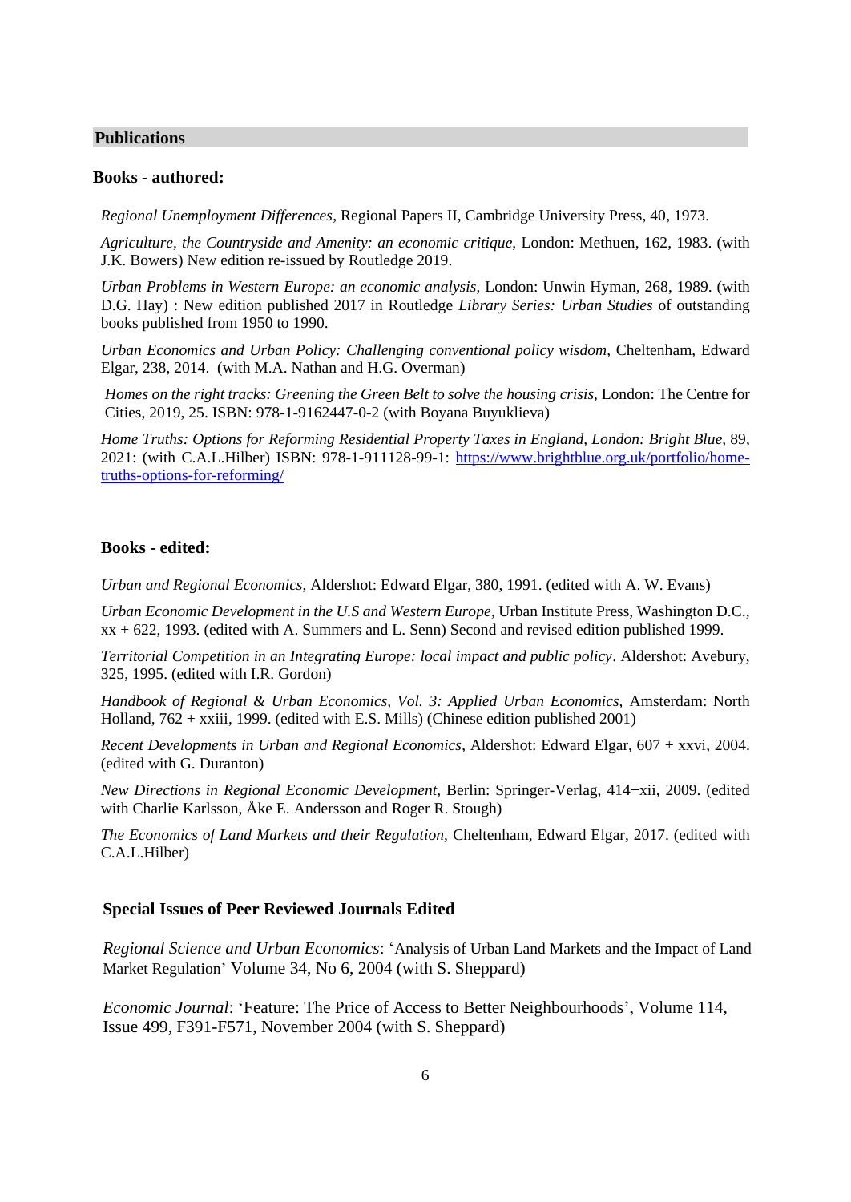## Publications

### Books - authored:

*Regional Unemployment Differences*, Regional Papers II, Cambridge University Press, 40, 1973.

*Agriculture, the Countryside and Amenity: an economic critique*, London: Methuen, 162, 1983. (with J.K. Bowers) New edition re-issued by Routledge 2019.

*Urban Problems in Western Europe: an economic analysis*, London: Unwin Hyman, 268, 1989. (with D.G. Hay) : New edition published 2017 in Routledge *Library Series: Urban Studies* of outstanding books published from 1950 to 1990.

*Urban Economics and Urban Policy: Challenging conventional policy wisdom,* Cheltenham, Edward Elgar, 238, 2014. (with M.A. Nathan and H.G. Overman)

*Homes on the right tracks: Greening the Green Belt to solve the housing crisis,* London: The Centre for Cities, 2019, 25. ISBN: 978-1-9162447-0-2 (with Boyana Buyuklieva)

*Home Truths: Options for Reforming Residential Property Taxes in England, London: Bright Blue,* 89, 2021: (with C.A.L.Hilber) ISBN: 978-1-911128-99-1: [https://www.brightblue.org.uk/portfolio/home-truths-options-for-reforming/](https://www.brightblue.org.uk/portfolio/home-truths-options-for-reforming/)

### Books - edited:

*Urban and Regional Economics*, Aldershot: Edward Elgar, 380, 1991. (edited with A. W. Evans)

*Urban Economic Development in the U.S and Western Europe*, Urban Institute Press, Washington D.C., xx + 622, 1993. (edited with A. Summers and L. Senn) Second and revised edition published 1999.

*Territorial Competition in an Integrating Europe: local impact and public policy*. Aldershot: Avebury, 325, 1995. (edited with I.R. Gordon)

*Handbook of Regional & Urban Economics, Vol. 3: Applied Urban Economics,* Amsterdam: North Holland, 762 + xxiii, 1999. (edited with E.S. Mills) (Chinese edition published 2001)

*Recent Developments in Urban and Regional Economics*, Aldershot: Edward Elgar, 607 + xxvi, 2004. (edited with G. Duranton)

*New Directions in Regional Economic Development,* Berlin: Springer-Verlag, 414+xii, 2009. (edited with Charlie Karlsson, Åke E. Andersson and Roger R. Stough)

*The Economics of Land Markets and their Regulation,* Cheltenham, Edward Elgar, 2017. (edited with C.A.L.Hilber)

### Special Issues of Peer Reviewed Journals Edited

*Regional Science and Urban Economics*: 'Analysis of Urban Land Markets and the Impact of Land Market Regulation' Volume 34, No 6, 2004 (with S. Sheppard)

*Economic Journal*: 'Feature: The Price of Access to Better Neighbourhoods', Volume 114, Issue 499, F391-F571, November 2004 (with S. Sheppard)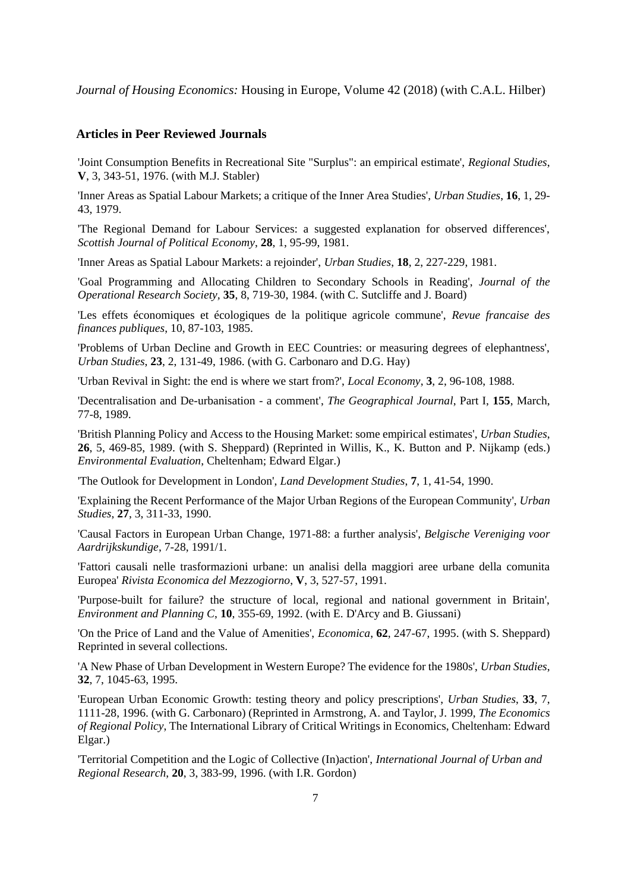*Journal of Housing Economics:* Housing in Europe, Volume 42 (2018) (with C.A.L. Hilber)

## Articles in Peer Reviewed Journals

'Joint Consumption Benefits in Recreational Site "Surplus": an empirical estimate', *Regional Studies*, **V**, 3, 343-51, 1976. (with M.J. Stabler)

'Inner Areas as Spatial Labour Markets; a critique of the Inner Area Studies', *Urban Studies*, **16**, 1, 29-43, 1979.

'The Regional Demand for Labour Services: a suggested explanation for observed differences', *Scottish Journal of Political Economy*, **28**, 1, 95-99, 1981.

'Inner Areas as Spatial Labour Markets: a rejoinder', *Urban Studies*, **18**, 2, 227-229, 1981.

'Goal Programming and Allocating Children to Secondary Schools in Reading', *Journal of the Operational Research Society*, **35**, 8, 719-30, 1984. (with C. Sutcliffe and J. Board)

'Les effets économiques et écologiques de la politique agricole commune', *Revue francaise des finances publiques*, 10, 87-103, 1985.

'Problems of Urban Decline and Growth in EEC Countries: or measuring degrees of elephantness', *Urban Studies*, **23**, 2, 131-49, 1986. (with G. Carbonaro and D.G. Hay)

'Urban Revival in Sight: the end is where we start from?', *Local Economy*, **3**, 2, 96-108, 1988.

'Decentralisation and De-urbanisation - a comment', *The Geographical Journal*, Part I, **155**, March, 77-8, 1989.

'British Planning Policy and Access to the Housing Market: some empirical estimates', *Urban Studies*, **26**, 5, 469-85, 1989. (with S. Sheppard) (Reprinted in Willis, K., K. Button and P. Nijkamp (eds.) *Environmental Evaluation*, Cheltenham; Edward Elgar.)

'The Outlook for Development in London', *Land Development Studies*, **7**, 1, 41-54, 1990.

'Explaining the Recent Performance of the Major Urban Regions of the European Community', *Urban Studies*, **27**, 3, 311-33, 1990.

'Causal Factors in European Urban Change, 1971-88: a further analysis', *Belgische Vereniging voor Aardrijkskundige*, 7-28, 1991/1.

'Fattori causali nelle trasformazioni urbane: un analisi della maggiori aree urbane della comunita Europea' *Rivista Economica del Mezzogiorno*, **V**, 3, 527-57, 1991.

'Purpose-built for failure? the structure of local, regional and national government in Britain', *Environment and Planning C*, **10**, 355-69, 1992. (with E. D'Arcy and B. Giussani)

'On the Price of Land and the Value of Amenities', *Economica*, **62**, 247-67, 1995. (with S. Sheppard) Reprinted in several collections.

'A New Phase of Urban Development in Western Europe? The evidence for the 1980s', *Urban Studies*, **32**, 7, 1045-63, 1995.

'European Urban Economic Growth: testing theory and policy prescriptions', *Urban Studies*, **33**, 7, 1111-28, 1996. (with G. Carbonaro) (Reprinted in Armstrong, A. and Taylor, J. 1999, *The Economics of Regional Policy*, The International Library of Critical Writings in Economics, Cheltenham: Edward Elgar.)

'Territorial Competition and the Logic of Collective (In)action', *International Journal of Urban and Regional Research*, **20**, 3, 383-99, 1996. (with I.R. Gordon)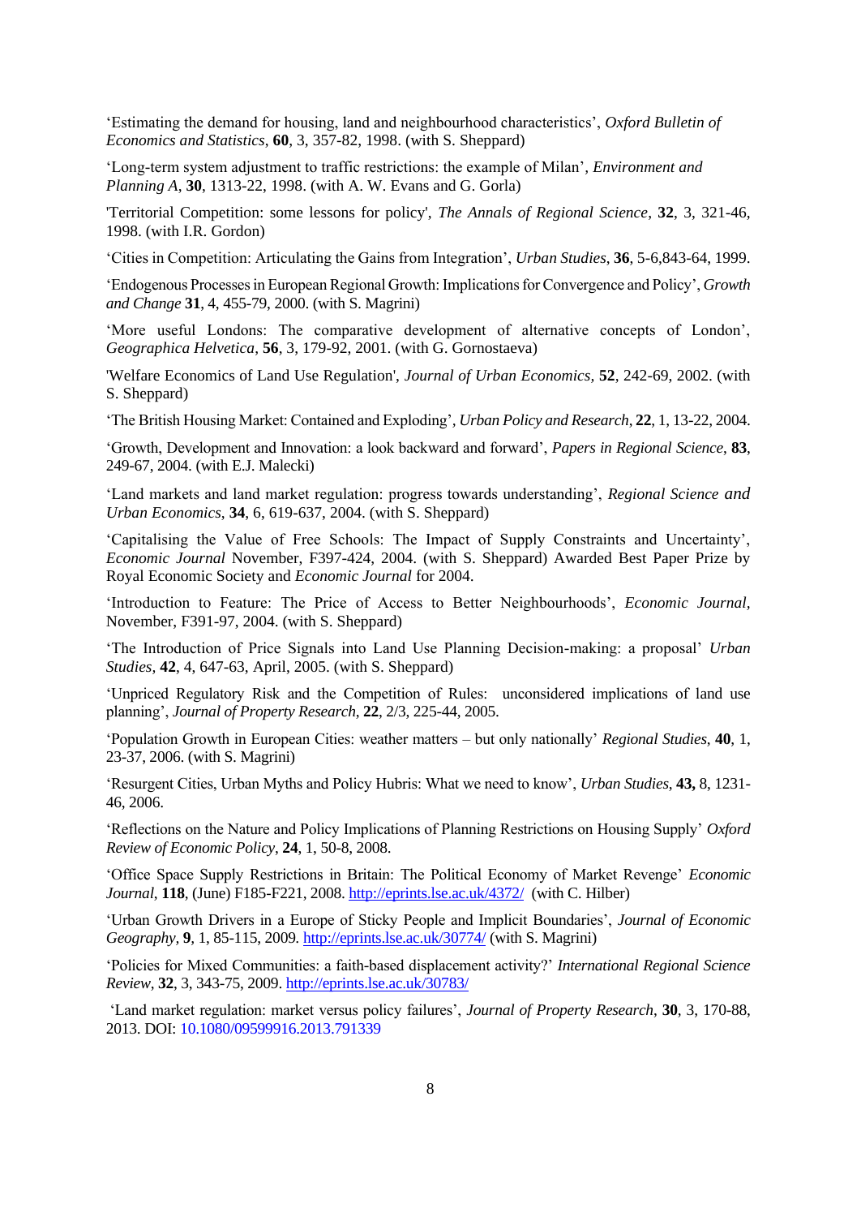‘Estimating the demand for housing, land and neighbourhood characteristics’, *Oxford Bulletin of Economics and Statistics*, **60**, 3, 357-82, 1998. (with S. Sheppard)

‘Long-term system adjustment to traffic restrictions: the example of Milan’, *Environment and Planning A*, **30**, 1313-22, 1998. (with A. W. Evans and G. Gorla)

'Territorial Competition: some lessons for policy', *The Annals of Regional Science*, **32**, 3, 321-46, 1998. (with I.R. Gordon)

‘Cities in Competition: Articulating the Gains from Integration’, *Urban Studies*, **36**, 5-6,843-64, 1999.

‘Endogenous Processes in European Regional Growth: Implications for Convergence and Policy’, *Growth and Change* **31**, 4, 455-79, 2000. (with S. Magrini)

‘More useful Londons: The comparative development of alternative concepts of London’, *Geographica Helvetica*, **56**, 3, 179-92, 2001. (with G. Gornostaeva)

'Welfare Economics of Land Use Regulation', *Journal of Urban Economics*, **52**, 242-69, 2002. (with S. Sheppard)

‘The British Housing Market: Contained and Exploding’, *Urban Policy and Research*, **22**, 1, 13-22, 2004.

‘Growth, Development and Innovation: a look backward and forward’, *Papers in Regional Science*, **83**, 249-67, 2004. (with E.J. Malecki)

‘Land markets and land market regulation: progress towards understanding’, *Regional Science and Urban Economics*, **34**, 6, 619-637, 2004. (with S. Sheppard)

‘Capitalising the Value of Free Schools: The Impact of Supply Constraints and Uncertainty’, *Economic Journal* November, F397-424, 2004. (with S. Sheppard) Awarded Best Paper Prize by Royal Economic Society and *Economic Journal* for 2004.

‘Introduction to Feature: The Price of Access to Better Neighbourhoods’, *Economic Journal*, November, F391-97, 2004. (with S. Sheppard)

‘The Introduction of Price Signals into Land Use Planning Decision-making: a proposal’ *Urban Studies*, **42**, 4, 647-63, April, 2005. (with S. Sheppard)

‘Unpriced Regulatory Risk and the Competition of Rules: unconsidered implications of land use planning’, *Journal of Property Research*, **22**, 2/3, 225-44, 2005.

‘Population Growth in European Cities: weather matters – but only nationally’ *Regional Studies*, **40**, 1, 23-37, 2006. (with S. Magrini)

‘Resurgent Cities, Urban Myths and Policy Hubris: What we need to know’, *Urban Studies*, **43,** 8, 1231-46, 2006.

‘Reflections on the Nature and Policy Implications of Planning Restrictions on Housing Supply’ *Oxford Review of Economic Policy*, **24**, 1, 50-8, 2008.

‘Office Space Supply Restrictions in Britain: The Political Economy of Market Revenge’ *Economic Journal*, **118**, (June) F185-F221, 2008. http://eprints.lse.ac.uk/4372/ (with C. Hilber)

‘Urban Growth Drivers in a Europe of Sticky People and Implicit Boundaries’, *Journal of Economic Geography*, **9**, 1, 85-115, 2009. http://eprints.lse.ac.uk/30774/ (with S. Magrini)

‘Policies for Mixed Communities: a faith-based displacement activity?’ *International Regional Science Review*, **32**, 3, 343-75, 2009. http://eprints.lse.ac.uk/30783/

‘Land market regulation: market versus policy failures’, *Journal of Property Research*, **30**, 3, 170-88, 2013. DOI: 10.1080/09599916.2013.791339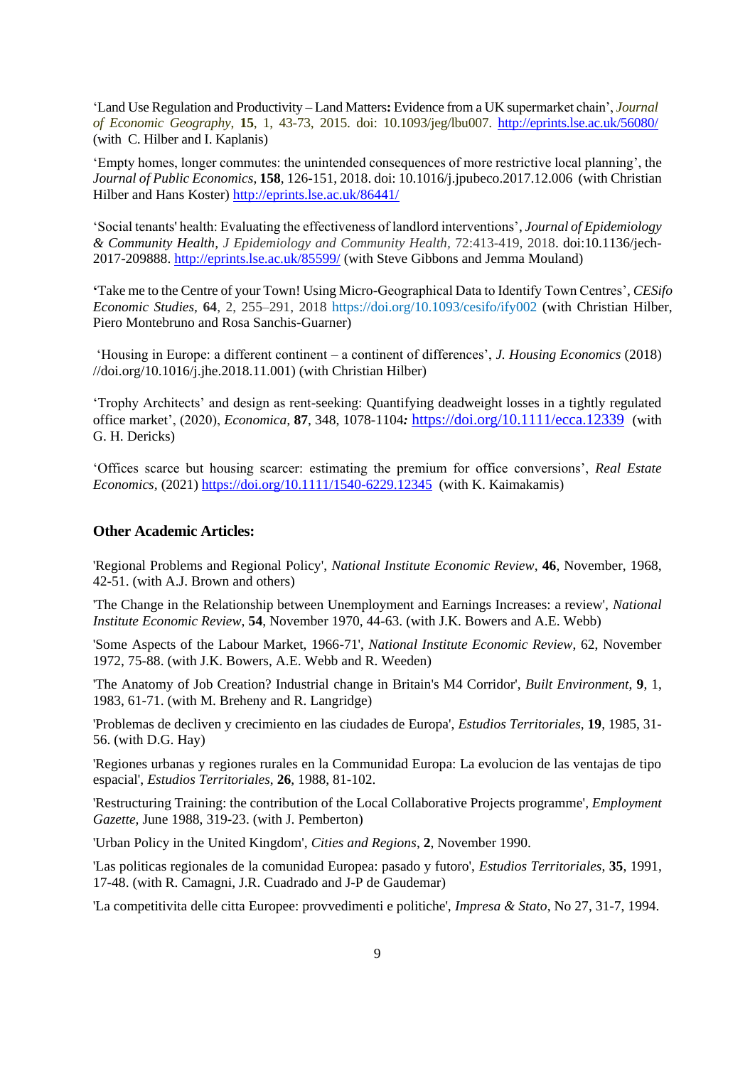'Land Use Regulation and Productivity – Land Matters**:** Evidence from a UK supermarket chain', *Journal of Economic Geography*, **15**, 1, 43-73, 2015. doi: 10.1093/jeg/lbu007. http://eprints.lse.ac.uk/56080/ (with C. Hilber and I. Kaplanis)

'Empty homes, longer commutes: the unintended consequences of more restrictive local planning', the *Journal of Public Economics*, **158**, 126-151, 2018. doi: 10.1016/j.jpubeco.2017.12.006 (with Christian Hilber and Hans Koster) http://eprints.lse.ac.uk/86441/

'Social tenants' health: Evaluating the effectiveness of landlord interventions', *Journal of Epidemiology & Community Health*, *J Epidemiology and Community Health*, 72:413-419, 2018. doi:10.1136/jech-2017-209888. http://eprints.lse.ac.uk/85599/ (with Steve Gibbons and Jemma Mouland)

**'**Take me to the Centre of your Town! Using Micro-Geographical Data to Identify Town Centres', *CESifo Economic Studies*, **64**, 2, 255–291, 2018 https://doi.org/10.1093/cesifo/ify002 (with Christian Hilber, Piero Montebruno and Rosa Sanchis-Guarner)

'Housing in Europe: a different continent – a continent of differences', *J. Housing Economics* (2018) //doi.org/10.1016/j.jhe.2018.11.001) (with Christian Hilber)

'Trophy Architects' and design as rent-seeking: Quantifying deadweight losses in a tightly regulated office market', (2020), *Economica*, **87**, 348, 1078-1104*:* https://doi.org/10.1111/ecca.12339 (with G. H. Dericks)

'Offices scarce but housing scarcer: estimating the premium for office conversions', *Real Estate Economics*, (2021) https://doi.org/10.1111/1540-6229.12345 (with K. Kaimakamis)

## Other Academic Articles:

'Regional Problems and Regional Policy', *National Institute Economic Review*, **46**, November, 1968, 42-51. (with A.J. Brown and others)

'The Change in the Relationship between Unemployment and Earnings Increases: a review', *National Institute Economic Review*, **54**, November 1970, 44-63. (with J.K. Bowers and A.E. Webb)

'Some Aspects of the Labour Market, 1966-71', *National Institute Economic Review*, 62, November 1972, 75-88. (with J.K. Bowers, A.E. Webb and R. Weeden)

'The Anatomy of Job Creation? Industrial change in Britain's M4 Corridor', *Built Environment*, **9**, 1, 1983, 61-71. (with M. Breheny and R. Langridge)

'Problemas de decliven y crecimiento en las ciudades de Europa', *Estudios Territoriales*, **19**, 1985, 31-56. (with D.G. Hay)

'Regiones urbanas y regiones rurales en la Communidad Europa: La evolucion de las ventajas de tipo espacial', *Estudios Territoriales*, **26**, 1988, 81-102.

'Restructuring Training: the contribution of the Local Collaborative Projects programme', *Employment Gazette*, June 1988, 319-23. (with J. Pemberton)

'Urban Policy in the United Kingdom', *Cities and Regions*, **2**, November 1990.

'Las politicas regionales de la comunidad Europea: pasado y futoro', *Estudios Territoriales*, **35**, 1991, 17-48. (with R. Camagni, J.R. Cuadrado and J-P de Gaudemar)

'La competitivita delle citta Europee: provvedimenti e politiche', *Impresa & Stato*, No 27, 31-7, 1994.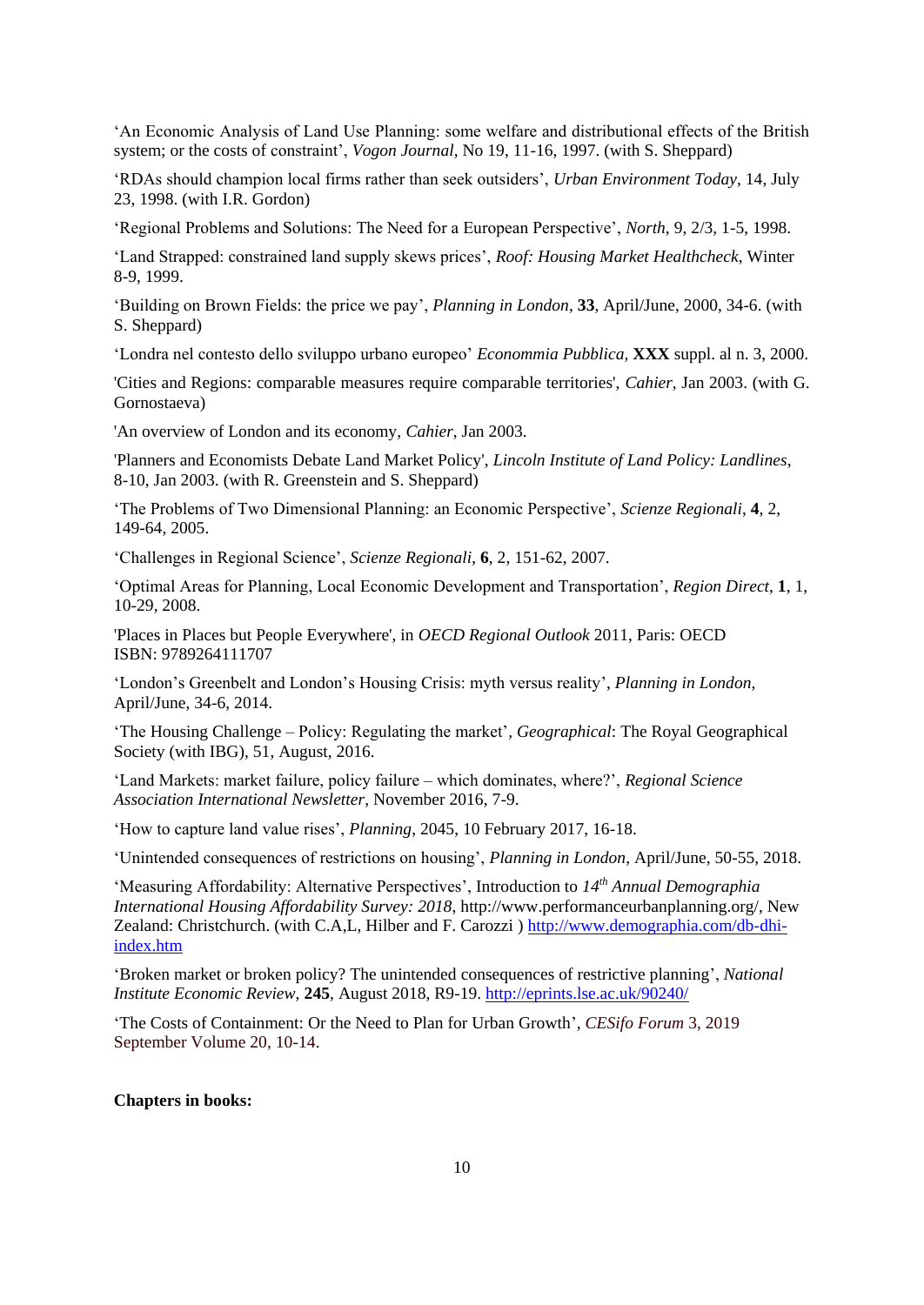'An Economic Analysis of Land Use Planning: some welfare and distributional effects of the British system; or the costs of constraint', *Vogon Journal*, No 19, 11-16, 1997. (with S. Sheppard)

'RDAs should champion local firms rather than seek outsiders', *Urban Environment Today*, 14, July 23, 1998. (with I.R. Gordon)

'Regional Problems and Solutions: The Need for a European Perspective', *North*, 9, 2/3, 1-5, 1998.

'Land Strapped: constrained land supply skews prices', *Roof: Housing Market Healthcheck*, Winter 8-9, 1999.

'Building on Brown Fields: the price we pay', *Planning in London*, **33**, April/June, 2000, 34-6. (with S. Sheppard)

'Londra nel contesto dello sviluppo urbano europeo' *Econommia Pubblica*, **XXX** suppl. al n. 3, 2000.

'Cities and Regions: comparable measures require comparable territories', *Cahier*, Jan 2003. (with G. Gornostaeva)

'An overview of London and its economy, *Cahier*, Jan 2003.

'Planners and Economists Debate Land Market Policy', *Lincoln Institute of Land Policy: Landlines*, 8-10, Jan 2003. (with R. Greenstein and S. Sheppard)

'The Problems of Two Dimensional Planning: an Economic Perspective', *Scienze Regionali*, **4**, 2, 149-64, 2005.

'Challenges in Regional Science', *Scienze Regionali*, **6**, 2, 151-62, 2007.

'Optimal Areas for Planning, Local Economic Development and Transportation', *Region Direct*, **1**, 1, 10-29, 2008.

'Places in Places but People Everywhere', in *OECD Regional Outlook* 2011, Paris: OECD ISBN: 9789264111707

'London's Greenbelt and London's Housing Crisis: myth versus reality', *Planning in London*, April/June, 34-6, 2014.

'The Housing Challenge – Policy: Regulating the market', *Geographical*: The Royal Geographical Society (with IBG), 51, August, 2016.

'Land Markets: market failure, policy failure – which dominates, where?', *Regional Science Association International Newsletter*, November 2016, 7-9.

'How to capture land value rises', *Planning*, 2045, 10 February 2017, 16-18.

'Unintended consequences of restrictions on housing', *Planning in London*, April/June, 50-55, 2018.

'Measuring Affordability: Alternative Perspectives', Introduction to *14th Annual Demographia International Housing Affordability Survey: 2018*, http://www.performanceurbanplanning.org/, New Zealand: Christchurch. (with C.A,L, Hilber and F. Carozzi ) http://www.demographia.com/db-dhi-index.htm

'Broken market or broken policy? The unintended consequences of restrictive planning', *National Institute Economic Review*, **245**, August 2018, R9-19. http://eprints.lse.ac.uk/90240/

'The Costs of Containment: Or the Need to Plan for Urban Growth', *CESifo Forum* 3, 2019 September Volume 20, 10-14.

**Chapters in books:**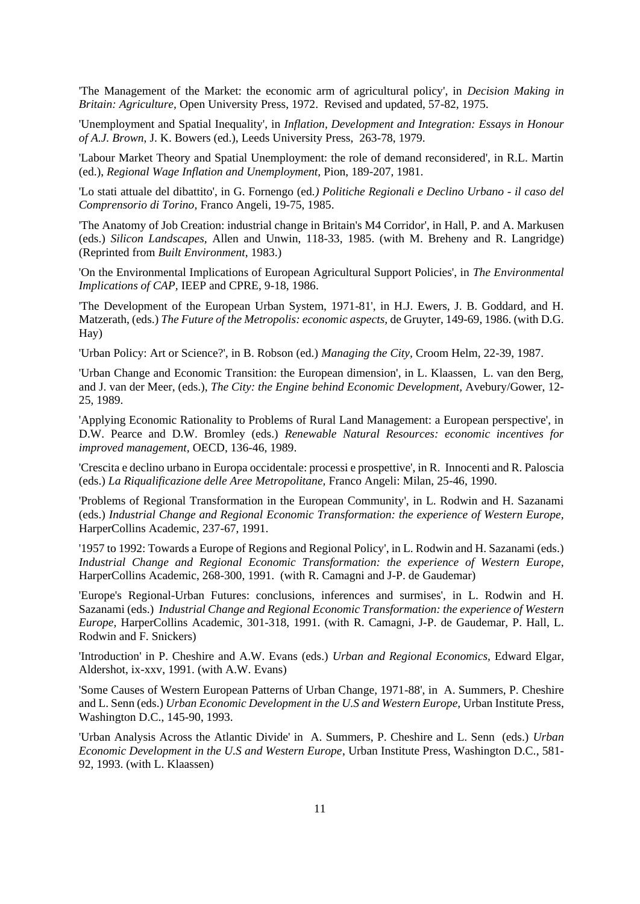'The Management of the Market: the economic arm of agricultural policy', in *Decision Making in Britain: Agriculture,* Open University Press, 1972. Revised and updated, 57-82, 1975.

'Unemployment and Spatial Inequality', in *Inflation, Development and Integration: Essays in Honour of A.J. Brown*, J. K. Bowers (ed.), Leeds University Press, 263-78, 1979.

'Labour Market Theory and Spatial Unemployment: the role of demand reconsidered', in R.L. Martin (ed.), *Regional Wage Inflation and Unemployment,* Pion, 189-207, 1981.

'Lo stati attuale del dibattito', in G. Fornengo (ed.*) Politiche Regionali e Declino Urbano - il caso del Comprensorio di Torino,* Franco Angeli, 19-75, 1985.

'The Anatomy of Job Creation: industrial change in Britain's M4 Corridor', in Hall, P. and A. Markusen (eds.) *Silicon Landscapes,* Allen and Unwin, 118-33, 1985. (with M. Breheny and R. Langridge) (Reprinted from *Built Environment*, 1983.)

'On the Environmental Implications of European Agricultural Support Policies', in *The Environmental Implications of CAP,* IEEP and CPRE, 9-18, 1986.

'The Development of the European Urban System, 1971-81', in H.J. Ewers, J. B. Goddard, and H. Matzerath, (eds.) *The Future of the Metropolis: economic aspects,* de Gruyter, 149-69, 1986. (with D.G. Hay)

'Urban Policy: Art or Science?', in B. Robson (ed.) *Managing the City,* Croom Helm, 22-39, 1987.

'Urban Change and Economic Transition: the European dimension', in L. Klaassen, L. van den Berg, and J. van der Meer, (eds.), *The City: the Engine behind Economic Development,* Avebury/Gower, 12-25, 1989.

'Applying Economic Rationality to Problems of Rural Land Management: a European perspective', in D.W. Pearce and D.W. Bromley (eds.) *Renewable Natural Resources: economic incentives for improved management,* OECD, 136-46, 1989.

'Crescita e declino urbano in Europa occidentale: processi e prospettive', in R. Innocenti and R. Paloscia (eds.) *La Riqualificazione delle Aree Metropolitane,* Franco Angeli: Milan, 25-46, 1990.

'Problems of Regional Transformation in the European Community', in L. Rodwin and H. Sazanami (eds.) *Industrial Change and Regional Economic Transformation: the experience of Western Europe,* HarperCollins Academic, 237-67, 1991.

'1957 to 1992: Towards a Europe of Regions and Regional Policy', in L. Rodwin and H. Sazanami (eds.) *Industrial Change and Regional Economic Transformation: the experience of Western Europe,* HarperCollins Academic, 268-300, 1991. (with R. Camagni and J-P. de Gaudemar)

'Europe's Regional-Urban Futures: conclusions, inferences and surmises', in L. Rodwin and H. Sazanami (eds.) *Industrial Change and Regional Economic Transformation: the experience of Western Europe,* HarperCollins Academic, 301-318, 1991. (with R. Camagni, J-P. de Gaudemar, P. Hall, L. Rodwin and F. Snickers)

'Introduction' in P. Cheshire and A.W. Evans (eds.) *Urban and Regional Economics,* Edward Elgar, Aldershot, ix-xxv, 1991. (with A.W. Evans)

'Some Causes of Western European Patterns of Urban Change, 1971-88', in A. Summers, P. Cheshire and L. Senn (eds.) *Urban Economic Development in the U.S and Western Europe,* Urban Institute Press, Washington D.C., 145-90, 1993.

'Urban Analysis Across the Atlantic Divide' in A. Summers, P. Cheshire and L. Senn (eds.) *Urban Economic Development in the U.S and Western Europe*, Urban Institute Press, Washington D.C., 581-92, 1993. (with L. Klaassen)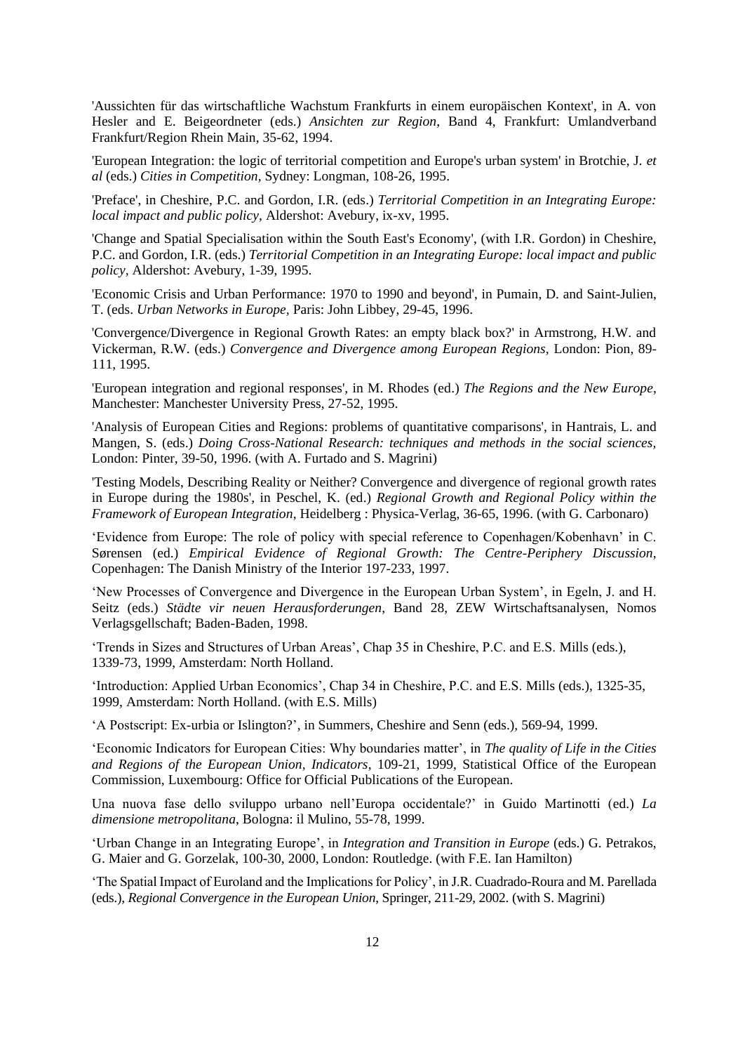'Aussichten für das wirtschaftliche Wachstum Frankfurts in einem europäischen Kontext', in A. von Hesler and E. Beigeordneter (eds.) *Ansichten zur Region*, Band 4, Frankfurt: Umlandverband Frankfurt/Region Rhein Main, 35-62, 1994.

'European Integration: the logic of territorial competition and Europe's urban system' in Brotchie, J. *et al* (eds.) *Cities in Competition*, Sydney: Longman, 108-26, 1995.

'Preface', in Cheshire, P.C. and Gordon, I.R. (eds.) *Territorial Competition in an Integrating Europe: local impact and public policy*, Aldershot: Avebury, ix-xv, 1995.

'Change and Spatial Specialisation within the South East's Economy', (with I.R. Gordon) in Cheshire, P.C. and Gordon, I.R. (eds.) *Territorial Competition in an Integrating Europe: local impact and public policy*, Aldershot: Avebury, 1-39, 1995.

'Economic Crisis and Urban Performance: 1970 to 1990 and beyond', in Pumain, D. and Saint-Julien, T. (eds. *Urban Networks in Europe*, Paris: John Libbey, 29-45, 1996.

'Convergence/Divergence in Regional Growth Rates: an empty black box?' in Armstrong, H.W. and Vickerman, R.W. (eds.) *Convergence and Divergence among European Regions*, London: Pion, 89-111, 1995.

'European integration and regional responses', in M. Rhodes (ed.) *The Regions and the New Europe*, Manchester: Manchester University Press, 27-52, 1995.

'Analysis of European Cities and Regions: problems of quantitative comparisons', in Hantrais, L. and Mangen, S. (eds.) *Doing Cross-National Research: techniques and methods in the social sciences,* London: Pinter, 39-50, 1996. (with A. Furtado and S. Magrini)

'Testing Models, Describing Reality or Neither? Convergence and divergence of regional growth rates in Europe during the 1980s', in Peschel, K. (ed.) *Regional Growth and Regional Policy within the Framework of European Integration*, Heidelberg : Physica-Verlag, 36-65, 1996. (with G. Carbonaro)

'Evidence from Europe: The role of policy with special reference to Copenhagen/Kobenhavn' in C. Sørensen (ed.) *Empirical Evidence of Regional Growth: The Centre-Periphery Discussion*, Copenhagen: The Danish Ministry of the Interior 197-233, 1997.

'New Processes of Convergence and Divergence in the European Urban System', in Egeln, J. and H. Seitz (eds.) *Städte vir neuen Herausforderungen*, Band 28, ZEW Wirtschaftsanalysen, Nomos Verlagsgellschaft; Baden-Baden, 1998.

'Trends in Sizes and Structures of Urban Areas', Chap 35 in Cheshire, P.C. and E.S. Mills (eds.), 1339-73, 1999, Amsterdam: North Holland.

'Introduction: Applied Urban Economics', Chap 34 in Cheshire, P.C. and E.S. Mills (eds.), 1325-35, 1999, Amsterdam: North Holland. (with E.S. Mills)

'A Postscript: Ex-urbia or Islington?', in Summers, Cheshire and Senn (eds.), 569-94, 1999.

'Economic Indicators for European Cities: Why boundaries matter', in *The quality of Life in the Cities and Regions of the European Union, Indicators*, 109-21, 1999, Statistical Office of the European Commission, Luxembourg: Office for Official Publications of the European.

Una nuova fase dello sviluppo urbano nell'Europa occidentale?' in Guido Martinotti (ed.) *La dimensione metropolitana*, Bologna: il Mulino, 55-78, 1999.

'Urban Change in an Integrating Europe', in *Integration and Transition in Europe* (eds.) G. Petrakos, G. Maier and G. Gorzelak, 100-30, 2000, London: Routledge. (with F.E. Ian Hamilton)

'The Spatial Impact of Euroland and the Implications for Policy', in J.R. Cuadrado-Roura and M. Parellada (eds.), *Regional Convergence in the European Union*, Springer, 211-29, 2002. (with S. Magrini)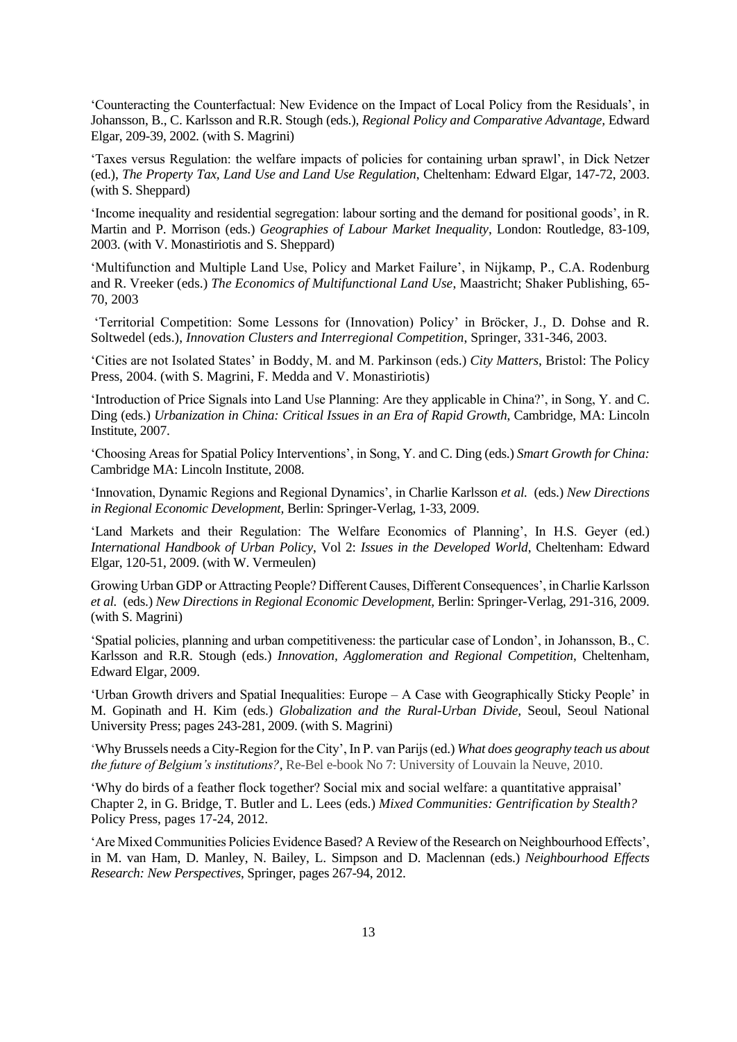'Counteracting the Counterfactual: New Evidence on the Impact of Local Policy from the Residuals', in Johansson, B., C. Karlsson and R.R. Stough (eds.), *Regional Policy and Comparative Advantage*, Edward Elgar, 209-39, 2002. (with S. Magrini)

'Taxes versus Regulation: the welfare impacts of policies for containing urban sprawl', in Dick Netzer (ed.), *The Property Tax, Land Use and Land Use Regulation*, Cheltenham: Edward Elgar, 147-72, 2003. (with S. Sheppard)

'Income inequality and residential segregation: labour sorting and the demand for positional goods', in R. Martin and P. Morrison (eds.) *Geographies of Labour Market Inequality*, London: Routledge, 83-109, 2003. (with V. Monastiriotis and S. Sheppard)

'Multifunction and Multiple Land Use, Policy and Market Failure', in Nijkamp, P., C.A. Rodenburg and R. Vreeker (eds.) *The Economics of Multifunctional Land Use*, Maastricht; Shaker Publishing, 65-70, 2003

'Territorial Competition: Some Lessons for (Innovation) Policy' in Bröcker, J., D. Dohse and R. Soltwedel (eds.), *Innovation Clusters and Interregional Competition*, Springer, 331-346, 2003.

'Cities are not Isolated States' in Boddy, M. and M. Parkinson (eds.) *City Matters*, Bristol: The Policy Press, 2004. (with S. Magrini, F. Medda and V. Monastiriotis)

'Introduction of Price Signals into Land Use Planning: Are they applicable in China?', in Song, Y. and C. Ding (eds.) *Urbanization in China: Critical Issues in an Era of Rapid Growth*, Cambridge, MA: Lincoln Institute, 2007.

'Choosing Areas for Spatial Policy Interventions', in Song, Y. and C. Ding (eds.) *Smart Growth for China:* Cambridge MA: Lincoln Institute, 2008.

'Innovation, Dynamic Regions and Regional Dynamics', in Charlie Karlsson *et al.* (eds.) *New Directions in Regional Economic Development*, Berlin: Springer-Verlag, 1-33, 2009.

'Land Markets and their Regulation: The Welfare Economics of Planning', In H.S. Geyer (ed.) *International Handbook of Urban Policy*, Vol 2: *Issues in the Developed World*, Cheltenham: Edward Elgar, 120-51, 2009. (with W. Vermeulen)

Growing Urban GDP or Attracting People? Different Causes, Different Consequences', in Charlie Karlsson *et al.* (eds.) *New Directions in Regional Economic Development*, Berlin: Springer-Verlag, 291-316, 2009. (with S. Magrini)

'Spatial policies, planning and urban competitiveness: the particular case of London', in Johansson, B., C. Karlsson and R.R. Stough (eds.) *Innovation, Agglomeration and Regional Competition*, Cheltenham, Edward Elgar, 2009.

'Urban Growth drivers and Spatial Inequalities: Europe – A Case with Geographically Sticky People' in M. Gopinath and H. Kim (eds.) *Globalization and the Rural-Urban Divide*, Seoul, Seoul National University Press; pages 243-281, 2009. (with S. Magrini)

'Why Brussels needs a City-Region for the City', In P. van Parijs (ed.) *What does geography teach us about the future of Belgium's institutions?*, Re-Bel e-book No 7: University of Louvain la Neuve, 2010.

'Why do birds of a feather flock together? Social mix and social welfare: a quantitative appraisal' Chapter 2, in G. Bridge, T. Butler and L. Lees (eds.) *Mixed Communities: Gentrification by Stealth?* Policy Press, pages 17-24, 2012.

'Are Mixed Communities Policies Evidence Based? A Review of the Research on Neighbourhood Effects', in M. van Ham, D. Manley, N. Bailey, L. Simpson and D. Maclennan (eds.) *Neighbourhood Effects Research: New Perspectives*, Springer, pages 267-94, 2012.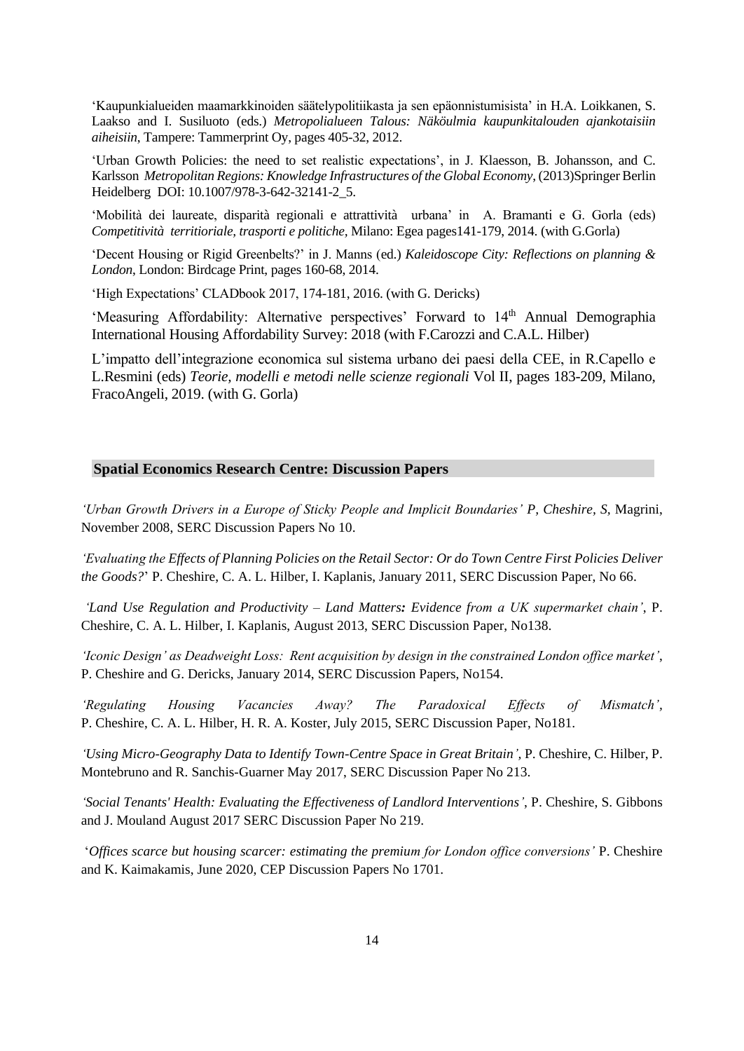'Kaupunkialueiden maamarkkinoiden säätelypolitiikasta ja sen epäonnistumisista' in H.A. Loikkanen, S. Laakso and I. Susiluoto (eds.) *Metropolialueen Talous: Näköulmia kaupunkitalouden ajankotaisiin aiheisiin*, Tampere: Tammerprint Oy, pages 405-32, 2012.

'Urban Growth Policies: the need to set realistic expectations', in J. Klaesson, B. Johansson, and C. Karlsson *Metropolitan Regions: Knowledge Infrastructures of the Global Economy*, (2013)Springer Berlin Heidelberg DOI: 10.1007/978-3-642-32141-2_5.

'Mobilità dei laureate, disparità regionali e attrattività urbana' in A. Bramanti e G. Gorla (eds) *Competitività territioriale, trasporti e politiche*, Milano: Egea pages141-179, 2014. (with G.Gorla)

'Decent Housing or Rigid Greenbelts?' in J. Manns (ed.) *Kaleidoscope City: Reflections on planning & London*, London: Birdcage Print, pages 160-68, 2014.

'High Expectations' CLADbook 2017, 174-181, 2016. (with G. Dericks)

'Measuring Affordability: Alternative perspectives' Forward to 14th Annual Demographia International Housing Affordability Survey: 2018 (with F.Carozzi and C.A.L. Hilber)

L'impatto dell'integrazione economica sul sistema urbano dei paesi della CEE, in R.Capello e L.Resmini (eds) *Teorie, modelli e metodi nelle scienze regionali* Vol II, pages 183-209, Milano, FracoAngeli, 2019. (with G. Gorla)

## Spatial Economics Research Centre: Discussion Papers

*'Urban Growth Drivers in a Europe of Sticky People and Implicit Boundaries' P, Cheshire, S,* Magrini, November 2008, SERC Discussion Papers No 10.

*'Evaluating the Effects of Planning Policies on the Retail Sector: Or do Town Centre First Policies Deliver the Goods?*' P. Cheshire, C. A. L. Hilber, I. Kaplanis, January 2011, SERC Discussion Paper, No 66.

*'Land Use Regulation and Productivity – Land Matters: Evidence from a UK supermarket chain'*, P. Cheshire, C. A. L. Hilber, I. Kaplanis, August 2013, SERC Discussion Paper, No138.

*'Iconic Design' as Deadweight Loss: Rent acquisition by design in the constrained London office market'*, P. Cheshire and G. Dericks, January 2014, SERC Discussion Papers, No154.

*'Regulating Housing Vacancies Away? The Paradoxical Effects of Mismatch'*, P. Cheshire, C. A. L. Hilber, H. R. A. Koster, July 2015, SERC Discussion Paper, No181.

*'Using Micro-Geography Data to Identify Town-Centre Space in Great Britain'*, P. Cheshire, C. Hilber, P. Montebruno and R. Sanchis-Guarner May 2017, SERC Discussion Paper No 213.

*'Social Tenants' Health: Evaluating the Effectiveness of Landlord Interventions'*, P. Cheshire, S. Gibbons and J. Mouland August 2017 SERC Discussion Paper No 219.

'*Offices scarce but housing scarcer: estimating the premium for London office conversions'* P. Cheshire and K. Kaimakamis, June 2020, CEP Discussion Papers No 1701.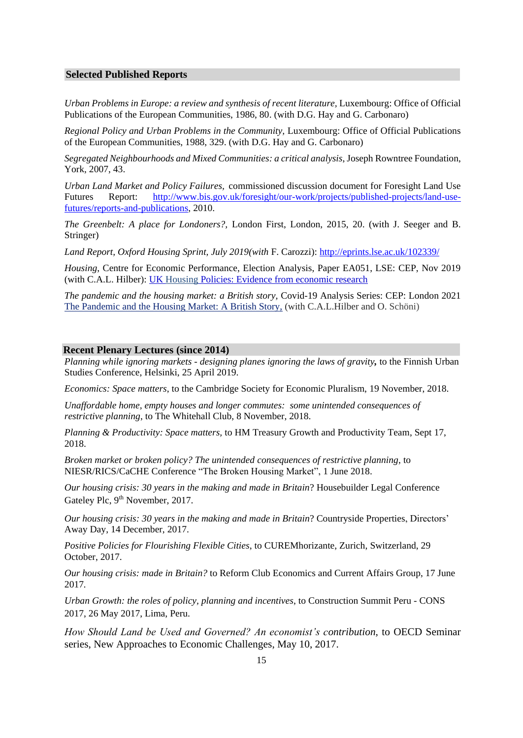## Selected Published Reports

*Urban Problems in Europe: a review and synthesis of recent literature,* Luxembourg: Office of Official Publications of the European Communities, 1986, 80. (with D.G. Hay and G. Carbonaro)

*Regional Policy and Urban Problems in the Community,* Luxembourg: Office of Official Publications of the European Communities, 1988, 329. (with D.G. Hay and G. Carbonaro)

*Segregated Neighbourhoods and Mixed Communities: a critical analysis*, Joseph Rowntree Foundation, York, 2007, 43.

*Urban Land Market and Policy Failures,* commissioned discussion document for Foresight Land Use Futures Report: [http://www.bis.gov.uk/foresight/our-work/projects/published-projects/land-use-futures/reports-and-publications](http://www.bis.gov.uk/foresight/our-work/projects/published-projects/land-use-futures/reports-and-publications), 2010.

*The Greenbelt: A place for Londoners?*, London First, London, 2015, 20. (with J. Seeger and B. Stringer)

*Land Report, Oxford Housing Sprint, July 2019(with* F. Carozzi): [http://eprints.lse.ac.uk/102339/](http://eprints.lse.ac.uk/102339/)

*Housing*, Centre for Economic Performance, Election Analysis, Paper EA051, LSE: CEP, Nov 2019 (with C.A.L. Hilber): [UK Housing Policies: Evidence from economic research]()

*The pandemic and the housing market: a British story,* Covid-19 Analysis Series: CEP: London 2021 [The Pandemic and the Housing Market: A British Story,]() (with C.A.L.Hilber and O. Schöni)

## Recent Plenary Lectures (since 2014)

*Planning while ignoring markets - designing planes ignoring the laws of gravity,* to the Finnish Urban Studies Conference, Helsinki, 25 April 2019.

*Economics: Space matters*, to the Cambridge Society for Economic Pluralism, 19 November, 2018.

*Unaffordable home, empty houses and longer commutes: some unintended consequences of restrictive planning*, to The Whitehall Club, 8 November, 2018.

*Planning & Productivity: Space matters,* to HM Treasury Growth and Productivity Team, Sept 17, 2018.

*Broken market or broken policy? The unintended consequences of restrictive planning*, to NIESR/RICS/CaCHE Conference "The Broken Housing Market", 1 June 2018.

*Our housing crisis: 30 years in the making and made in Britain*? Housebuilder Legal Conference Gateley Plc, 9th November, 2017.

*Our housing crisis: 30 years in the making and made in Britain*? Countryside Properties, Directors' Away Day, 14 December, 2017.

*Positive Policies for Flourishing Flexible Cities*, to CUREMhorizante, Zurich, Switzerland, 29 October, 2017.

*Our housing crisis: made in Britain?* to Reform Club Economics and Current Affairs Group, 17 June 2017.

*Urban Growth: the roles of policy, planning and incentives*, to Construction Summit Peru - CONS 2017, 26 May 2017, Lima, Peru.

*How Should Land be Used and Governed? An economist's contribution*, to OECD Seminar series, New Approaches to Economic Challenges, May 10, 2017.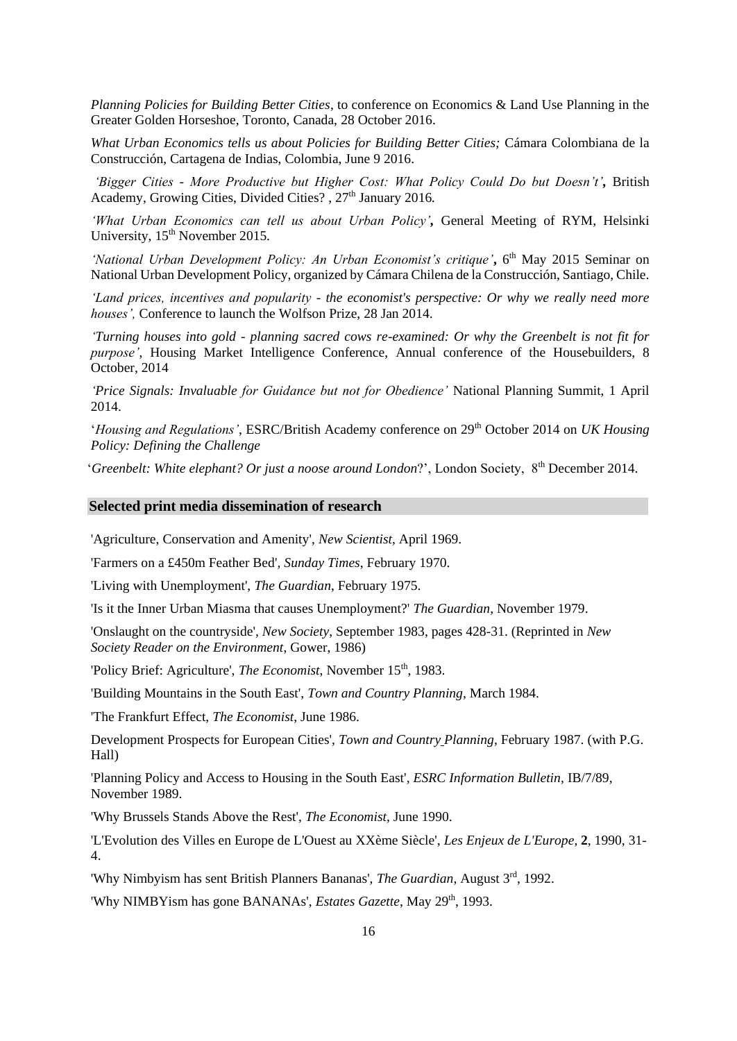*Planning Policies for Building Better Cities*, to conference on Economics & Land Use Planning in the Greater Golden Horseshoe, Toronto, Canada, 28 October 2016.

*What Urban Economics tells us about Policies for Building Better Cities;* Cámara Colombiana de la Construcción, Cartagena de Indias, Colombia, June 9 2016.

*'Bigger Cities - More Productive but Higher Cost: What Policy Could Do but Doesn't'***,** British Academy, Growing Cities, Divided Cities? , 27th January 2016.

*'What Urban Economics can tell us about Urban Policy'***,** General Meeting of RYM, Helsinki University, 15th November 2015.

*'National Urban Development Policy: An Urban Economist's critique'***,** 6th May 2015 Seminar on National Urban Development Policy, organized by Cámara Chilena de la Construcción, Santiago, Chile.

*'Land prices, incentives and popularity - the economist's perspective: Or why we really need more houses',* Conference to launch the Wolfson Prize, 28 Jan 2014.

*'Turning houses into gold - planning sacred cows re-examined: Or why the Greenbelt is not fit for purpose'*, Housing Market Intelligence Conference, Annual conference of the Housebuilders, 8 October, 2014

*'Price Signals: Invaluable for Guidance but not for Obedience'* National Planning Summit, 1 April 2014.

'*Housing and Regulations'*, ESRC/British Academy conference on 29th October 2014 on *UK Housing Policy: Defining the Challenge*

'*Greenbelt: White elephant? Or just a noose around London*?', London Society, 8th December 2014.

## Selected print media dissemination of research

'Agriculture, Conservation and Amenity', *New Scientist*, April 1969.

'Farmers on a £450m Feather Bed', *Sunday Times*, February 1970.

'Living with Unemployment', *The Guardian*, February 1975.

'Is it the Inner Urban Miasma that causes Unemployment?' *The Guardian*, November 1979.

'Onslaught on the countryside', *New Society*, September 1983, pages 428-31. (Reprinted in *New Society Reader on the Environment*, Gower, 1986)

'Policy Brief: Agriculture', *The Economist*, November 15th, 1983.

'Building Mountains in the South East', *Town and Country Planning*, March 1984.

'The Frankfurt Effect, *The Economist*, June 1986.

Development Prospects for European Cities', *Town and Country Planning*, February 1987. (with P.G. Hall)

'Planning Policy and Access to Housing in the South East', *ESRC Information Bulletin*, IB/7/89, November 1989.

'Why Brussels Stands Above the Rest', *The Economist*, June 1990.

'L'Evolution des Villes en Europe de L'Ouest au XXème Siècle', *Les Enjeux de L'Europe*, **2**, 1990, 31-4.

'Why Nimbyism has sent British Planners Bananas', *The Guardian*, August 3rd, 1992.

'Why NIMBYism has gone BANANAs', *Estates Gazette*, May 29th, 1993.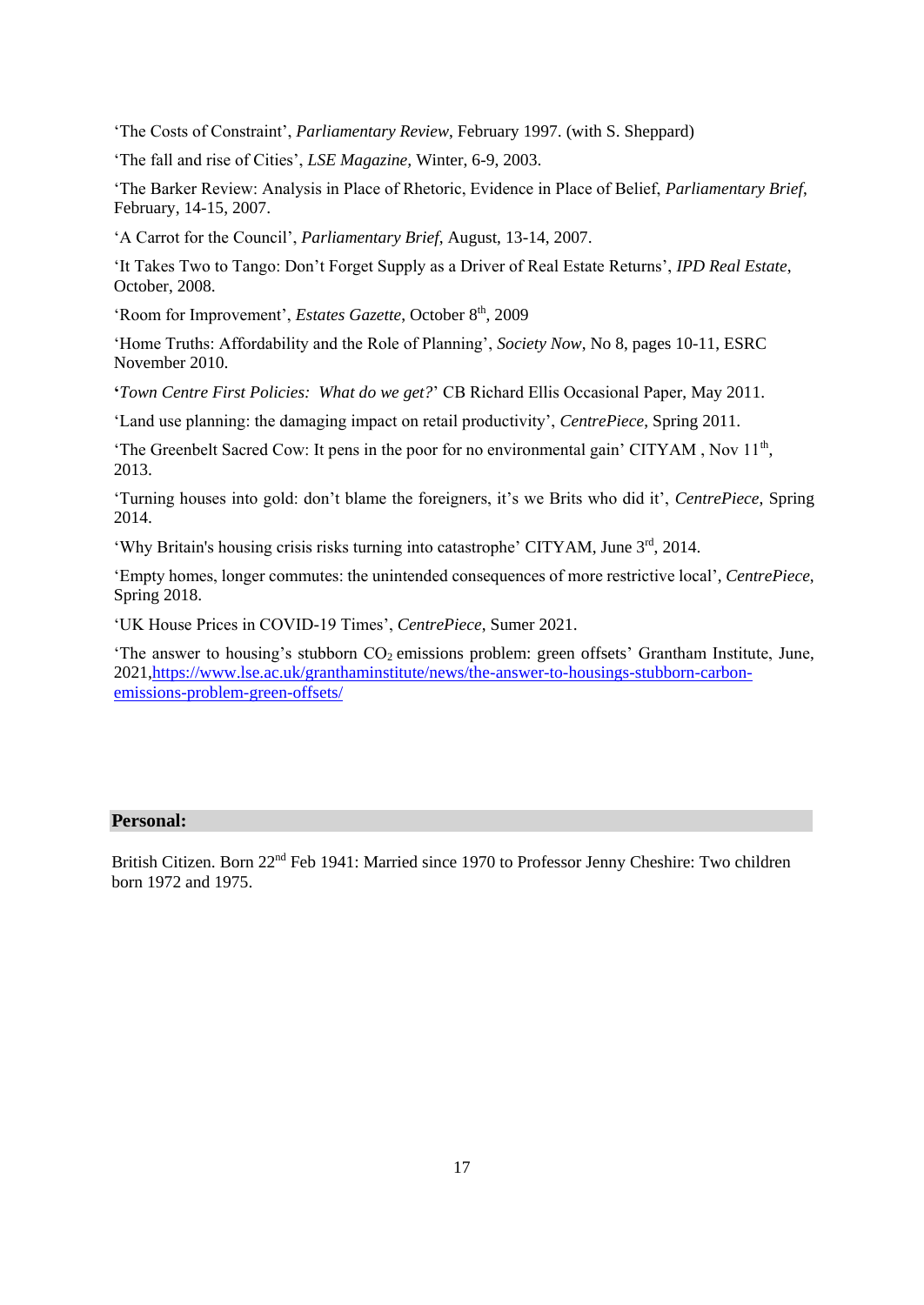'The Costs of Constraint', *Parliamentary Review*, February 1997. (with S. Sheppard)

'The fall and rise of Cities', *LSE Magazine,* Winter, 6-9, 2003.

'The Barker Review: Analysis in Place of Rhetoric, Evidence in Place of Belief, *Parliamentary Brief*, February, 14-15, 2007.

'A Carrot for the Council', *Parliamentary Brief*, August, 13-14, 2007.

'It Takes Two to Tango: Don't Forget Supply as a Driver of Real Estate Returns', *IPD Real Estate*, October, 2008.

'Room for Improvement', *Estates Gazette*, October 8th, 2009

'Home Truths: Affordability and the Role of Planning', *Society Now*, No 8, pages 10-11, ESRC November 2010.

**'***Town Centre First Policies: What do we get?*' CB Richard Ellis Occasional Paper, May 2011.

'Land use planning: the damaging impact on retail productivity', *CentrePiece*, Spring 2011.

'The Greenbelt Sacred Cow: It pens in the poor for no environmental gain' CITYAM , Nov 11th, 2013.

'Turning houses into gold: don't blame the foreigners, it's we Brits who did it', *CentrePiece,* Spring 2014.

'Why Britain's housing crisis risks turning into catastrophe' CITYAM, June 3rd, 2014.

'Empty homes, longer commutes: the unintended consequences of more restrictive local', *CentrePiece*, Spring 2018.

'UK House Prices in COVID-19 Times', *CentrePiece*, Sumer 2021.

'The answer to housing's stubborn $CO_2$ emissions problem: green offsets' Grantham Institute, June, 2021,https://www.lse.ac.uk/granthaminstitute/news/the-answer-to-housings-stubborn-carbon-emissions-problem-green-offsets/

## Personal:

British Citizen. Born 22nd Feb 1941: Married since 1970 to Professor Jenny Cheshire: Two children born 1972 and 1975.